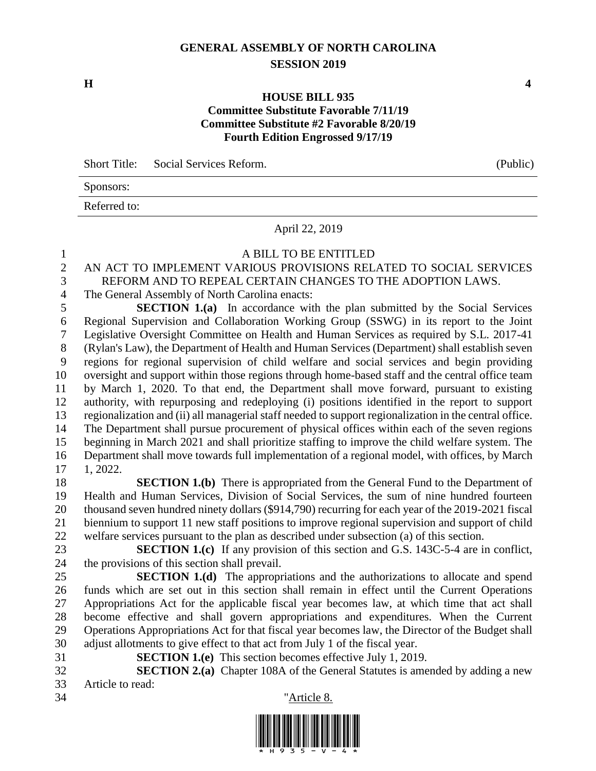# GENERAL ASSEMBLY OF NORTH CAROLINA
## SESSION 2019

**H** **4**

### HOUSE BILL 935
**Committee Substitute Favorable 7/11/19**
**Committee Substitute #2 Favorable 8/20/19**
**Fourth Edition Engrossed 9/17/19**

| Short Title: | Social Services Reform. | (Public) |
|---|---|---|
| Sponsors: | | |
| Referred to: | | |

April 22, 2019

A BILL TO BE ENTITLED

AN ACT TO IMPLEMENT VARIOUS PROVISIONS RELATED TO SOCIAL SERVICES REFORM AND TO REPEAL CERTAIN CHANGES TO THE ADOPTION LAWS.

The General Assembly of North Carolina enacts:

**SECTION 1.(a)** In accordance with the plan submitted by the Social Services Regional Supervision and Collaboration Working Group (SSWG) in its report to the Joint Legislative Oversight Committee on Health and Human Services as required by S.L. 2017-41 (Rylan's Law), the Department of Health and Human Services (Department) shall establish seven regions for regional supervision of child welfare and social services and begin providing oversight and support within those regions through home-based staff and the central office team by March 1, 2020. To that end, the Department shall move forward, pursuant to existing authority, with repurposing and redeploying (i) positions identified in the report to support regionalization and (ii) all managerial staff needed to support regionalization in the central office. The Department shall pursue procurement of physical offices within each of the seven regions beginning in March 2021 and shall prioritize staffing to improve the child welfare system. The Department shall move towards full implementation of a regional model, with offices, by March 1, 2022.

**SECTION 1.(b)** There is appropriated from the General Fund to the Department of Health and Human Services, Division of Social Services, the sum of nine hundred fourteen thousand seven hundred ninety dollars ($914,790) recurring for each year of the 2019-2021 fiscal biennium to support 11 new staff positions to improve regional supervision and support of child welfare services pursuant to the plan as described under subsection (a) of this section.

**SECTION 1.(c)** If any provision of this section and G.S. 143C-5-4 are in conflict, the provisions of this section shall prevail.

**SECTION 1.(d)** The appropriations and the authorizations to allocate and spend funds which are set out in this section shall remain in effect until the Current Operations Appropriations Act for the applicable fiscal year becomes law, at which time that act shall become effective and shall govern appropriations and expenditures. When the Current Operations Appropriations Act for that fiscal year becomes law, the Director of the Budget shall adjust allotments to give effect to that act from July 1 of the fiscal year.

**SECTION 1.(e)** This section becomes effective July 1, 2019.

**SECTION 2.(a)** Chapter 108A of the General Statutes is amended by adding a new Article to read:

"<u>Article 8.</u>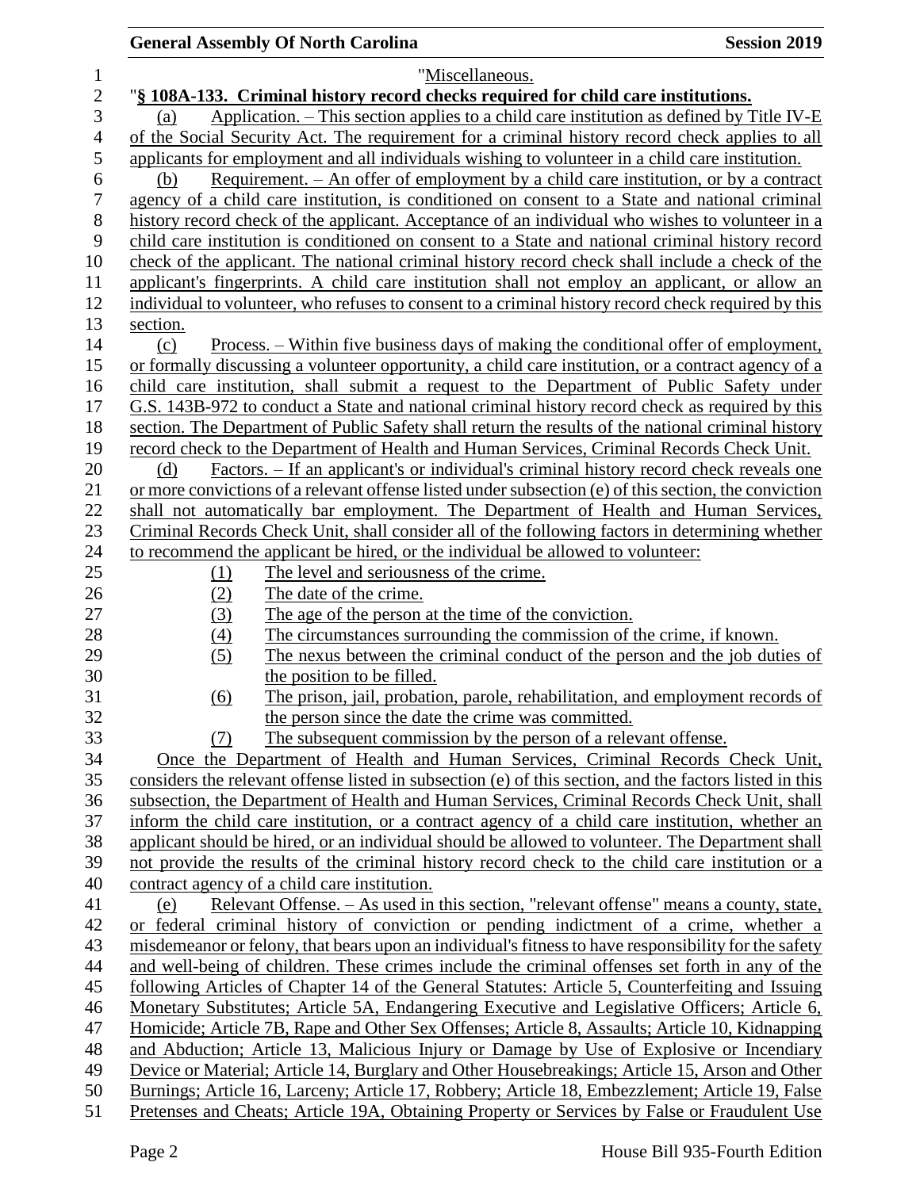"Miscellaneous.

"**§ 108A-133. Criminal history record checks required for child care institutions.**

(a) Application. – This section applies to a child care institution as defined by Title IV-E of the Social Security Act. The requirement for a criminal history record check applies to all applicants for employment and all individuals wishing to volunteer in a child care institution.

(b) Requirement. – An offer of employment by a child care institution, or by a contract agency of a child care institution, is conditioned on consent to a State and national criminal history record check of the applicant. Acceptance of an individual who wishes to volunteer in a child care institution is conditioned on consent to a State and national criminal history record check of the applicant. The national criminal history record check shall include a check of the applicant's fingerprints. A child care institution shall not employ an applicant, or allow an individual to volunteer, who refuses to consent to a criminal history record check required by this section.

(c) Process. – Within five business days of making the conditional offer of employment, or formally discussing a volunteer opportunity, a child care institution, or a contract agency of a child care institution, shall submit a request to the Department of Public Safety under G.S. 143B-972 to conduct a State and national criminal history record check as required by this section. The Department of Public Safety shall return the results of the national criminal history record check to the Department of Health and Human Services, Criminal Records Check Unit.

(d) Factors. – If an applicant's or individual's criminal history record check reveals one or more convictions of a relevant offense listed under subsection (e) of this section, the conviction shall not automatically bar employment. The Department of Health and Human Services, Criminal Records Check Unit, shall consider all of the following factors in determining whether to recommend the applicant be hired, or the individual be allowed to volunteer:

(1) The level and seriousness of the crime.
(2) The date of the crime.
(3) The age of the person at the time of the conviction.
(4) The circumstances surrounding the commission of the crime, if known.
(5) The nexus between the criminal conduct of the person and the job duties of the position to be filled.
(6) The prison, jail, probation, parole, rehabilitation, and employment records of the person since the date the crime was committed.
(7) The subsequent commission by the person of a relevant offense.

Once the Department of Health and Human Services, Criminal Records Check Unit, considers the relevant offense listed in subsection (e) of this section, and the factors listed in this subsection, the Department of Health and Human Services, Criminal Records Check Unit, shall inform the child care institution, or a contract agency of a child care institution, whether an applicant should be hired, or an individual should be allowed to volunteer. The Department shall not provide the results of the criminal history record check to the child care institution or a contract agency of a child care institution.

(e) Relevant Offense. – As used in this section, "relevant offense" means a county, state, or federal criminal history of conviction or pending indictment of a crime, whether a misdemeanor or felony, that bears upon an individual's fitness to have responsibility for the safety and well-being of children. These crimes include the criminal offenses set forth in any of the following Articles of Chapter 14 of the General Statutes: Article 5, Counterfeiting and Issuing Monetary Substitutes; Article 5A, Endangering Executive and Legislative Officers; Article 6, Homicide; Article 7B, Rape and Other Sex Offenses; Article 8, Assaults; Article 10, Kidnapping and Abduction; Article 13, Malicious Injury or Damage by Use of Explosive or Incendiary Device or Material; Article 14, Burglary and Other Housebreakings; Article 15, Arson and Other Burnings; Article 16, Larceny; Article 17, Robbery; Article 18, Embezzlement; Article 19, False Pretenses and Cheats; Article 19A, Obtaining Property or Services by False or Fraudulent Use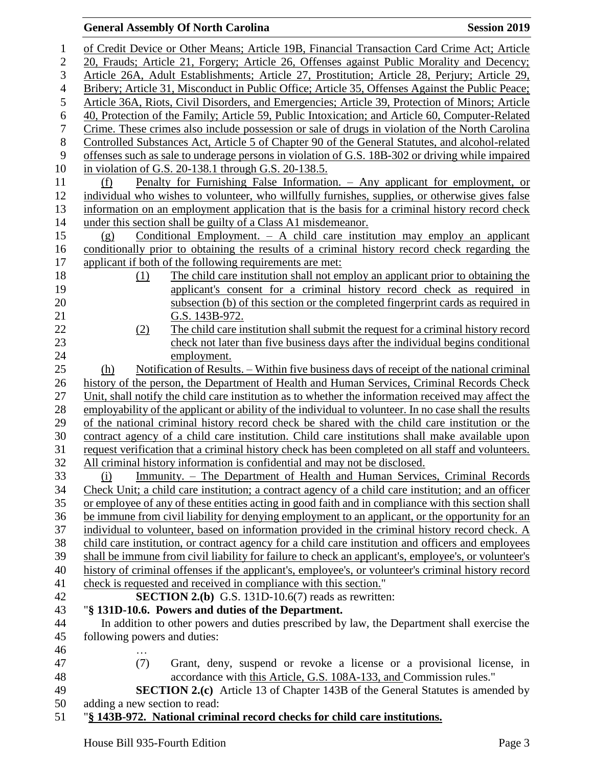of Credit Device or Other Means; Article 19B, Financial Transaction Card Crime Act; Article 20, Frauds; Article 21, Forgery; Article 26, Offenses against Public Morality and Decency; Article 26A, Adult Establishments; Article 27, Prostitution; Article 28, Perjury; Article 29, Bribery; Article 31, Misconduct in Public Office; Article 35, Offenses Against the Public Peace; Article 36A, Riots, Civil Disorders, and Emergencies; Article 39, Protection of Minors; Article 40, Protection of the Family; Article 59, Public Intoxication; and Article 60, Computer-Related Crime. These crimes also include possession or sale of drugs in violation of the North Carolina Controlled Substances Act, Article 5 of Chapter 90 of the General Statutes, and alcohol-related offenses such as sale to underage persons in violation of G.S. 18B-302 or driving while impaired in violation of G.S. 20-138.1 through G.S. 20-138.5.

(f) Penalty for Furnishing False Information. – Any applicant for employment, or individual who wishes to volunteer, who willfully furnishes, supplies, or otherwise gives false information on an employment application that is the basis for a criminal history record check under this section shall be guilty of a Class A1 misdemeanor.

(g) Conditional Employment. – A child care institution may employ an applicant conditionally prior to obtaining the results of a criminal history record check regarding the applicant if both of the following requirements are met:

(1) The child care institution shall not employ an applicant prior to obtaining the applicant's consent for a criminal history record check as required in subsection (b) of this section or the completed fingerprint cards as required in G.S. 143B-972.

(2) The child care institution shall submit the request for a criminal history record check not later than five business days after the individual begins conditional employment.

(h) Notification of Results. – Within five business days of receipt of the national criminal history of the person, the Department of Health and Human Services, Criminal Records Check Unit, shall notify the child care institution as to whether the information received may affect the employability of the applicant or ability of the individual to volunteer. In no case shall the results of the national criminal history record check be shared with the child care institution or the contract agency of a child care institution. Child care institutions shall make available upon request verification that a criminal history check has been completed on all staff and volunteers. All criminal history information is confidential and may not be disclosed.

(i) Immunity. – The Department of Health and Human Services, Criminal Records Check Unit; a child care institution; a contract agency of a child care institution; and an officer or employee of any of these entities acting in good faith and in compliance with this section shall be immune from civil liability for denying employment to an applicant, or the opportunity for an individual to volunteer, based on information provided in the criminal history record check. A child care institution, or contract agency for a child care institution and officers and employees shall be immune from civil liability for failure to check an applicant's, employee's, or volunteer's history of criminal offenses if the applicant's, employee's, or volunteer's criminal history record check is requested and received in compliance with this section."

**SECTION 2.(b)** G.S. 131D-10.6(7) reads as rewritten:

"**§ 131D-10.6. Powers and duties of the Department.**

In addition to other powers and duties prescribed by law, the Department shall exercise the following powers and duties:

…

(7) Grant, deny, suspend or revoke a license or a provisional license, in accordance with this Article, G.S. 108A-133, and Commission rules."

**SECTION 2.(c)** Article 13 of Chapter 143B of the General Statutes is amended by adding a new section to read:

"**§ 143B-972. National criminal record checks for child care institutions.**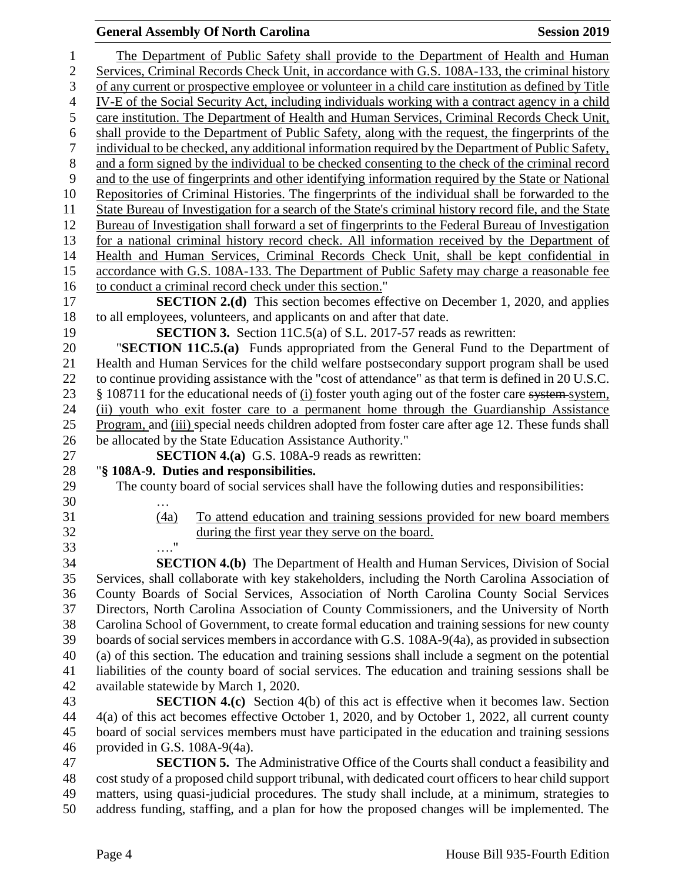The Department of Public Safety shall provide to the Department of Health and Human Services, Criminal Records Check Unit, in accordance with G.S. 108A-133, the criminal history of any current or prospective employee or volunteer in a child care institution as defined by Title IV-E of the Social Security Act, including individuals working with a contract agency in a child care institution. The Department of Health and Human Services, Criminal Records Check Unit, shall provide to the Department of Public Safety, along with the request, the fingerprints of the individual to be checked, any additional information required by the Department of Public Safety, and a form signed by the individual to be checked consenting to the check of the criminal record and to the use of fingerprints and other identifying information required by the State or National Repositories of Criminal Histories. The fingerprints of the individual shall be forwarded to the State Bureau of Investigation for a search of the State's criminal history record file, and the State Bureau of Investigation shall forward a set of fingerprints to the Federal Bureau of Investigation for a national criminal history record check. All information received by the Department of Health and Human Services, Criminal Records Check Unit, shall be kept confidential in accordance with G.S. 108A-133. The Department of Public Safety may charge a reasonable fee to conduct a criminal record check under this section."

**SECTION 2.(d)** This section becomes effective on December 1, 2020, and applies to all employees, volunteers, and applicants on and after that date.

**SECTION 3.** Section 11C.5(a) of S.L. 2017-57 reads as rewritten:

"**SECTION 11C.5.(a)** Funds appropriated from the General Fund to the Department of Health and Human Services for the child welfare postsecondary support program shall be used to continue providing assistance with the "cost of attendance" as that term is defined in 20 U.S.C. § 108711 for the educational needs of (i) foster youth aging out of the foster care ~~system~~ system, (ii) youth who exit foster care to a permanent home through the Guardianship Assistance Program, and (iii) special needs children adopted from foster care after age 12. These funds shall be allocated by the State Education Assistance Authority."

**SECTION 4.(a)** G.S. 108A-9 reads as rewritten:

"**§ 108A-9. Duties and responsibilities.**

The county board of social services shall have the following duties and responsibilities:

…

(4a) To attend education and training sessions provided for new board members during the first year they serve on the board.

…."

**SECTION 4.(b)** The Department of Health and Human Services, Division of Social Services, shall collaborate with key stakeholders, including the North Carolina Association of County Boards of Social Services, Association of North Carolina County Social Services Directors, North Carolina Association of County Commissioners, and the University of North Carolina School of Government, to create formal education and training sessions for new county boards of social services members in accordance with G.S. 108A-9(4a), as provided in subsection (a) of this section. The education and training sessions shall include a segment on the potential liabilities of the county board of social services. The education and training sessions shall be available statewide by March 1, 2020.

**SECTION 4.(c)** Section 4(b) of this act is effective when it becomes law. Section 4(a) of this act becomes effective October 1, 2020, and by October 1, 2022, all current county board of social services members must have participated in the education and training sessions provided in G.S. 108A-9(4a).

**SECTION 5.** The Administrative Office of the Courts shall conduct a feasibility and cost study of a proposed child support tribunal, with dedicated court officers to hear child support matters, using quasi-judicial procedures. The study shall include, at a minimum, strategies to address funding, staffing, and a plan for how the proposed changes will be implemented. The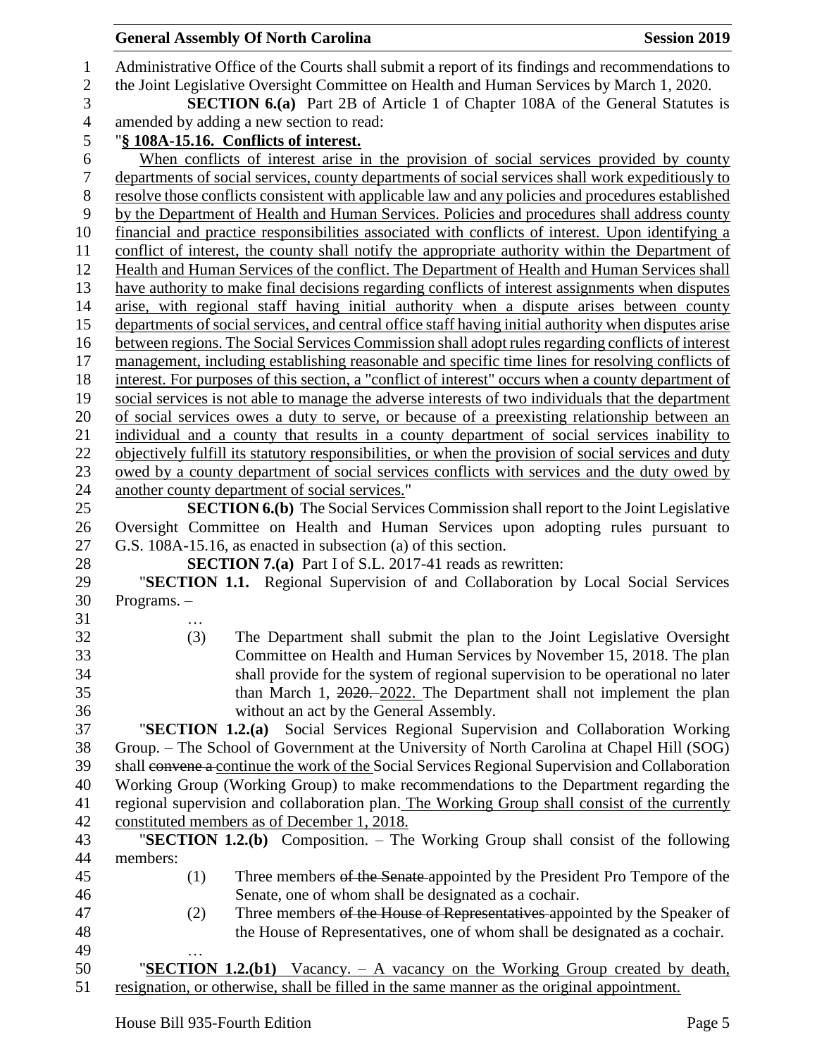Administrative Office of the Courts shall submit a report of its findings and recommendations to the Joint Legislative Oversight Committee on Health and Human Services by March 1, 2020.

**SECTION 6.(a)** Part 2B of Article 1 of Chapter 108A of the General Statutes is amended by adding a new section to read:

"**§ 108A-15.16. Conflicts of interest.**

When conflicts of interest arise in the provision of social services provided by county departments of social services, county departments of social services shall work expeditiously to resolve those conflicts consistent with applicable law and any policies and procedures established by the Department of Health and Human Services. Policies and procedures shall address county financial and practice responsibilities associated with conflicts of interest. Upon identifying a conflict of interest, the county shall notify the appropriate authority within the Department of Health and Human Services of the conflict. The Department of Health and Human Services shall have authority to make final decisions regarding conflicts of interest assignments when disputes arise, with regional staff having initial authority when a dispute arises between county departments of social services, and central office staff having initial authority when disputes arise between regions. The Social Services Commission shall adopt rules regarding conflicts of interest management, including establishing reasonable and specific time lines for resolving conflicts of interest. For purposes of this section, a "conflict of interest" occurs when a county department of social services is not able to manage the adverse interests of two individuals that the department of social services owes a duty to serve, or because of a preexisting relationship between an individual and a county that results in a county department of social services inability to objectively fulfill its statutory responsibilities, or when the provision of social services and duty owed by a county department of social services conflicts with services and the duty owed by another county department of social services."

**SECTION 6.(b)** The Social Services Commission shall report to the Joint Legislative Oversight Committee on Health and Human Services upon adopting rules pursuant to G.S. 108A-15.16, as enacted in subsection (a) of this section.

**SECTION 7.(a)** Part I of S.L. 2017-41 reads as rewritten:

"**SECTION 1.1.** Regional Supervision of and Collaboration by Local Social Services Programs. –

…

(3) The Department shall submit the plan to the Joint Legislative Oversight Committee on Health and Human Services by November 15, 2018. The plan shall provide for the system of regional supervision to be operational no later than March 1, ~~2020.~~ 2022. The Department shall not implement the plan without an act by the General Assembly.

"**SECTION 1.2.(a)** Social Services Regional Supervision and Collaboration Working Group. – The School of Government at the University of North Carolina at Chapel Hill (SOG) shall ~~convene a~~ continue the work of the Social Services Regional Supervision and Collaboration Working Group (Working Group) to make recommendations to the Department regarding the regional supervision and collaboration plan. The Working Group shall consist of the currently constituted members as of December 1, 2018.

"**SECTION 1.2.(b)** Composition. – The Working Group shall consist of the following members:

(1) Three members ~~of the Senate~~ appointed by the President Pro Tempore of the Senate, one of whom shall be designated as a cochair.

(2) Three members ~~of the House of Representatives~~ appointed by the Speaker of the House of Representatives, one of whom shall be designated as a cochair.

…

"**SECTION 1.2.(b1)** Vacancy. – A vacancy on the Working Group created by death, resignation, or otherwise, shall be filled in the same manner as the original appointment.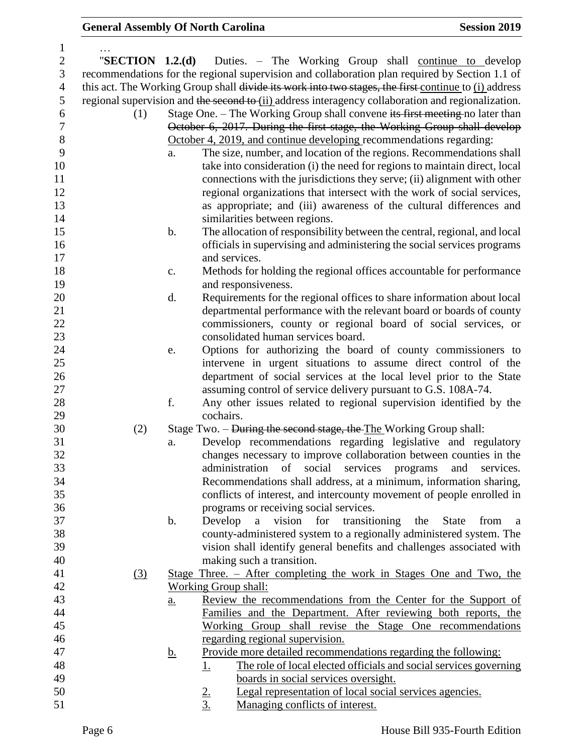…

"**SECTION 1.2.(d)** Duties. – The Working Group shall continue to develop recommendations for the regional supervision and collaboration plan required by Section 1.1 of this act. The Working Group shall ~~divide its work into two stages, the first~~ continue to (i) address regional supervision and ~~the second to~~ (ii) address interagency collaboration and regionalization.

(1) Stage One. – The Working Group shall convene ~~its first meeting~~ no later than ~~October 6, 2017. During the first stage, the Working Group shall develop~~ October 4, 2019, and continue developing recommendations regarding:

a. The size, number, and location of the regions. Recommendations shall take into consideration (i) the need for regions to maintain direct, local connections with the jurisdictions they serve; (ii) alignment with other regional organizations that intersect with the work of social services, as appropriate; and (iii) awareness of the cultural differences and similarities between regions.

b. The allocation of responsibility between the central, regional, and local officials in supervising and administering the social services programs and services.

c. Methods for holding the regional offices accountable for performance and responsiveness.

d. Requirements for the regional offices to share information about local departmental performance with the relevant board or boards of county commissioners, county or regional board of social services, or consolidated human services board.

e. Options for authorizing the board of county commissioners to intervene in urgent situations to assume direct control of the department of social services at the local level prior to the State assuming control of service delivery pursuant to G.S. 108A-74.

f. Any other issues related to regional supervision identified by the cochairs.

(2) Stage Two. – ~~During the second stage, the~~ The Working Group shall:

a. Develop recommendations regarding legislative and regulatory changes necessary to improve collaboration between counties in the administration of social services programs and services. Recommendations shall address, at a minimum, information sharing, conflicts of interest, and intercounty movement of people enrolled in programs or receiving social services.

b. Develop a vision for transitioning the State from a county-administered system to a regionally administered system. The vision shall identify general benefits and challenges associated with making such a transition.

(3) Stage Three. – After completing the work in Stages One and Two, the Working Group shall:

a. Review the recommendations from the Center for the Support of Families and the Department. After reviewing both reports, the Working Group shall revise the Stage One recommendations regarding regional supervision.

b. Provide more detailed recommendations regarding the following:

1. The role of local elected officials and social services governing boards in social services oversight.

2. Legal representation of local social services agencies.

3. Managing conflicts of interest.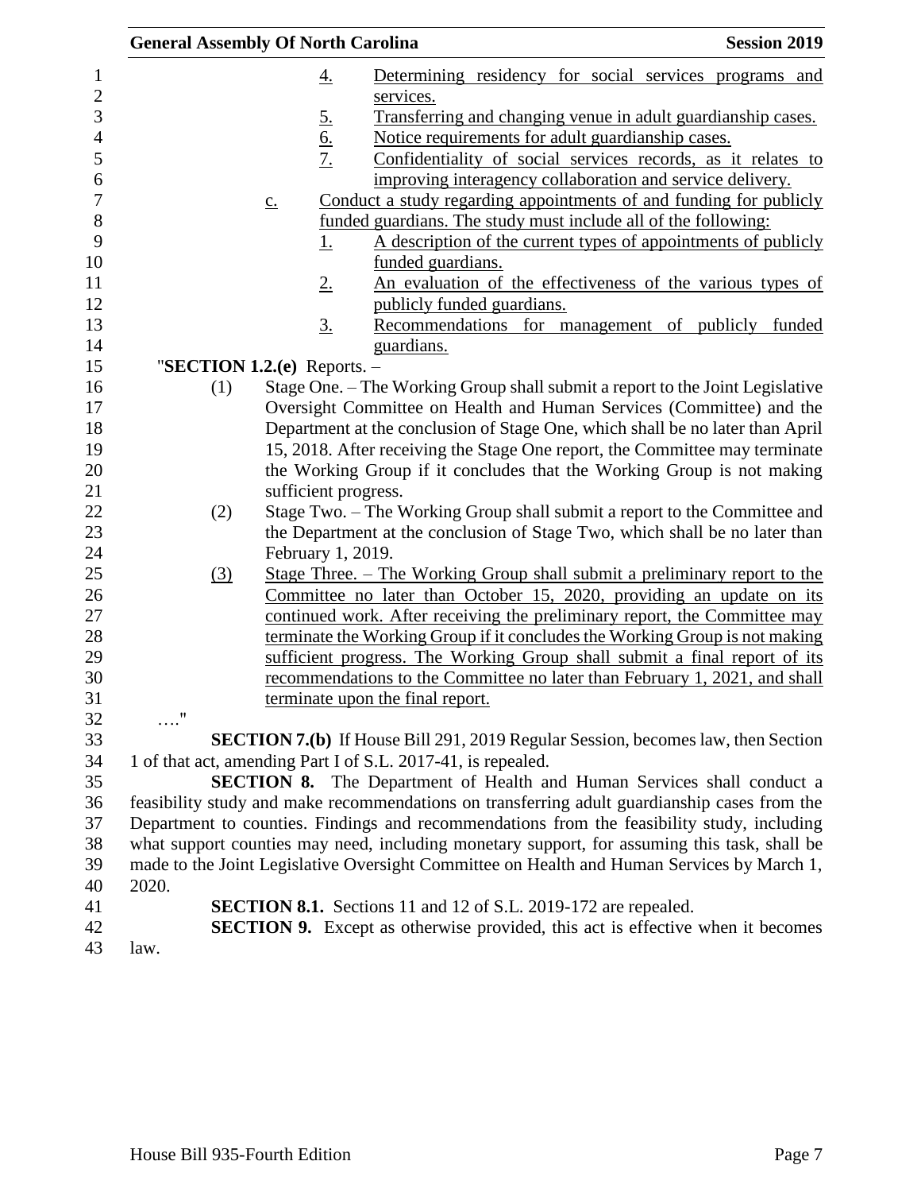4. Determining residency for social services programs and services.
5. Transferring and changing venue in adult guardianship cases.
6. Notice requirements for adult guardianship cases.
7. Confidentiality of social services records, as it relates to improving interagency collaboration and service delivery.

c. Conduct a study regarding appointments of and funding for publicly funded guardians. The study must include all of the following:
1. A description of the current types of appointments of publicly funded guardians.
2. An evaluation of the effectiveness of the various types of publicly funded guardians.
3. Recommendations for management of publicly funded guardians.

"**SECTION 1.2.(e)** Reports. –

(1) Stage One. – The Working Group shall submit a report to the Joint Legislative Oversight Committee on Health and Human Services (Committee) and the Department at the conclusion of Stage One, which shall be no later than April 15, 2018. After receiving the Stage One report, the Committee may terminate the Working Group if it concludes that the Working Group is not making sufficient progress.

(2) Stage Two. – The Working Group shall submit a report to the Committee and the Department at the conclusion of Stage Two, which shall be no later than February 1, 2019.

(3) Stage Three. – The Working Group shall submit a preliminary report to the Committee no later than October 15, 2020, providing an update on its continued work. After receiving the preliminary report, the Committee may terminate the Working Group if it concludes the Working Group is not making sufficient progress. The Working Group shall submit a final report of its recommendations to the Committee no later than February 1, 2021, and shall terminate upon the final report.

…."

**SECTION 7.(b)** If House Bill 291, 2019 Regular Session, becomes law, then Section 1 of that act, amending Part I of S.L. 2017-41, is repealed.

**SECTION 8.** The Department of Health and Human Services shall conduct a feasibility study and make recommendations on transferring adult guardianship cases from the Department to counties. Findings and recommendations from the feasibility study, including what support counties may need, including monetary support, for assuming this task, shall be made to the Joint Legislative Oversight Committee on Health and Human Services by March 1, 2020.

**SECTION 8.1.** Sections 11 and 12 of S.L. 2019-172 are repealed.

**SECTION 9.** Except as otherwise provided, this act is effective when it becomes law.